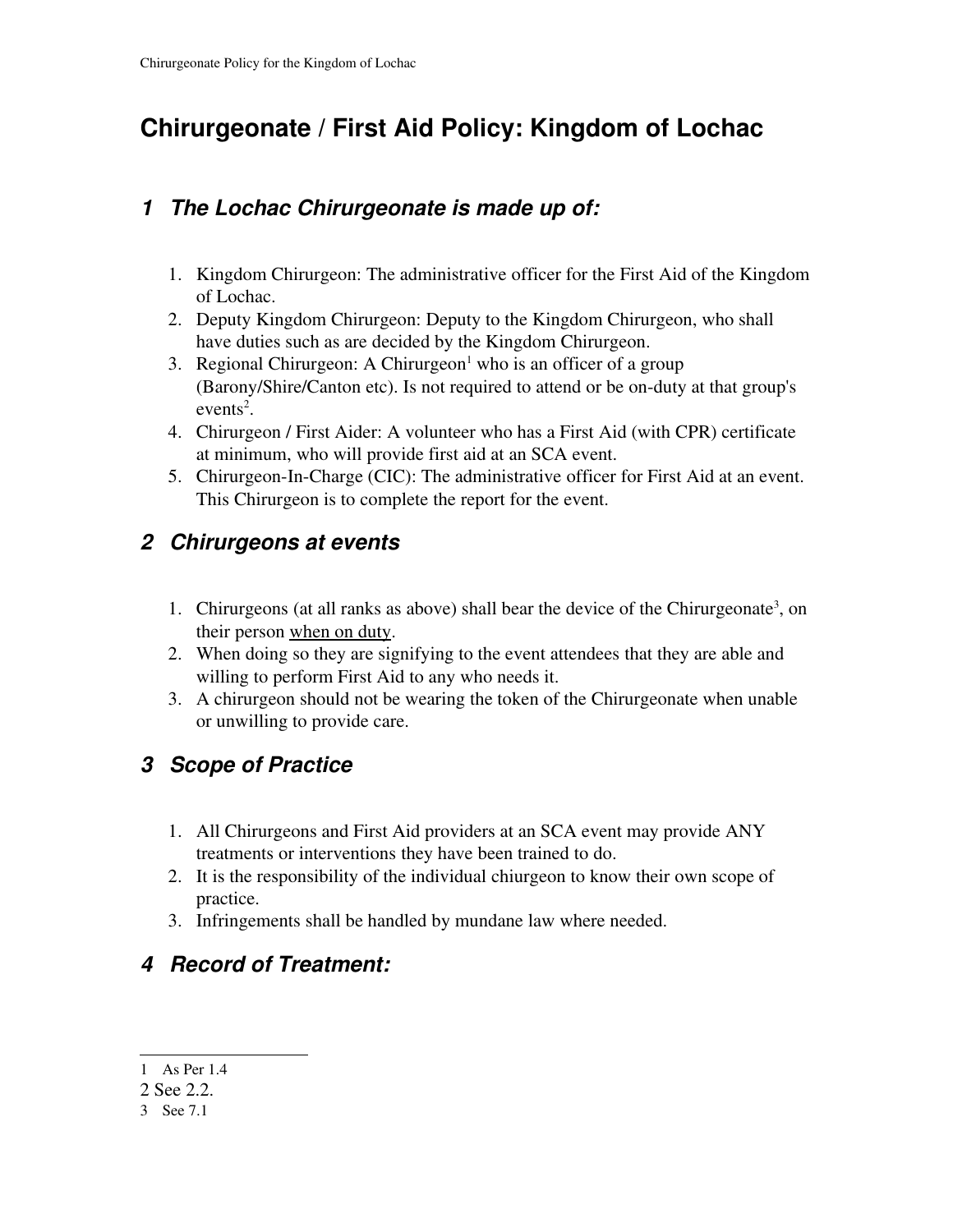# Chirurgeonate / First Aid Policy: Kingdom of Lochac

## 1 The Lochac Chirurgeonate is made up of:

1. Kingdom Chirurgeon: The administrative officer for the First Aid of the Kingdom of Lochac.
2. Deputy Kingdom Chirurgeon: Deputy to the Kingdom Chirurgeon, who shall have duties such as are decided by the Kingdom Chirurgeon.
3. Regional Chirurgeon: A Chirurgeon[1] who is an officer of a group (Barony/Shire/Canton etc). Is not required to attend or be on-duty at that group's events[2].
4. Chirurgeon / First Aider: A volunteer who has a First Aid (with CPR) certificate at minimum, who will provide first aid at an SCA event.
5. Chirurgeon-In-Charge (CIC): The administrative officer for First Aid at an event. This Chirurgeon is to complete the report for the event.

## 2 Chirurgeons at events

1. Chirurgeons (at all ranks as above) shall bear the device of the Chirurgeonate[3], on their person <u>when on duty</u>.
2. When doing so they are signifying to the event attendees that they are able and willing to perform First Aid to any who needs it.
3. A chirurgeon should not be wearing the token of the Chirurgeonate when unable or unwilling to provide care.

## 3 Scope of Practice

1. All Chirurgeons and First Aid providers at an SCA event may provide ANY treatments or interventions they have been trained to do.
2. It is the responsibility of the individual chiurgeon to know their own scope of practice.
3. Infringements shall be handled by mundane law where needed.

## 4 Record of Treatment:

---

1 As Per 1.4

2 See 2.2.

3 See 7.1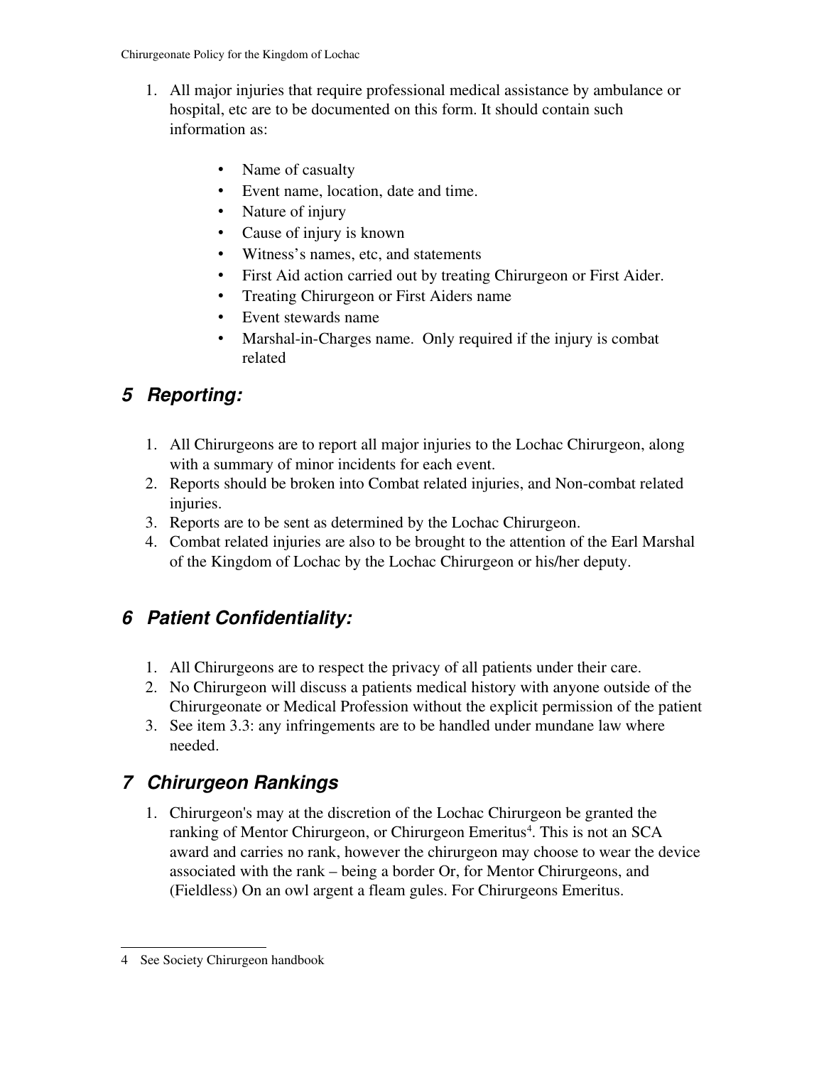1. All major injuries that require professional medical assistance by ambulance or hospital, etc are to be documented on this form. It should contain such information as:

    - Name of casualty
    - Event name, location, date and time.
    - Nature of injury
    - Cause of injury is known
    - Witness's names, etc, and statements
    - First Aid action carried out by treating Chirurgeon or First Aider.
    - Treating Chirurgeon or First Aiders name
    - Event stewards name
    - Marshal-in-Charges name. Only required if the injury is combat related

## *5 Reporting:*

1. All Chirurgeons are to report all major injuries to the Lochac Chirurgeon, along with a summary of minor incidents for each event.
2. Reports should be broken into Combat related injuries, and Non-combat related injuries.
3. Reports are to be sent as determined by the Lochac Chirurgeon.
4. Combat related injuries are also to be brought to the attention of the Earl Marshal of the Kingdom of Lochac by the Lochac Chirurgeon or his/her deputy.

## *6 Patient Confidentiality:*

1. All Chirurgeons are to respect the privacy of all patients under their care.
2. No Chirurgeon will discuss a patients medical history with anyone outside of the Chirurgeonate or Medical Profession without the explicit permission of the patient
3. See item 3.3: any infringements are to be handled under mundane law where needed.

## *7 Chirurgeon Rankings*

1. Chirurgeon's may at the discretion of the Lochac Chirurgeon be granted the ranking of Mentor Chirurgeon, or Chirurgeon Emeritus[4]. This is not an SCA award and carries no rank, however the chirurgeon may choose to wear the device associated with the rank – being a border Or, for Mentor Chirurgeons, and (Fieldless) On an owl argent a fleam gules. For Chirurgeons Emeritus.

---

4 See Society Chirurgeon handbook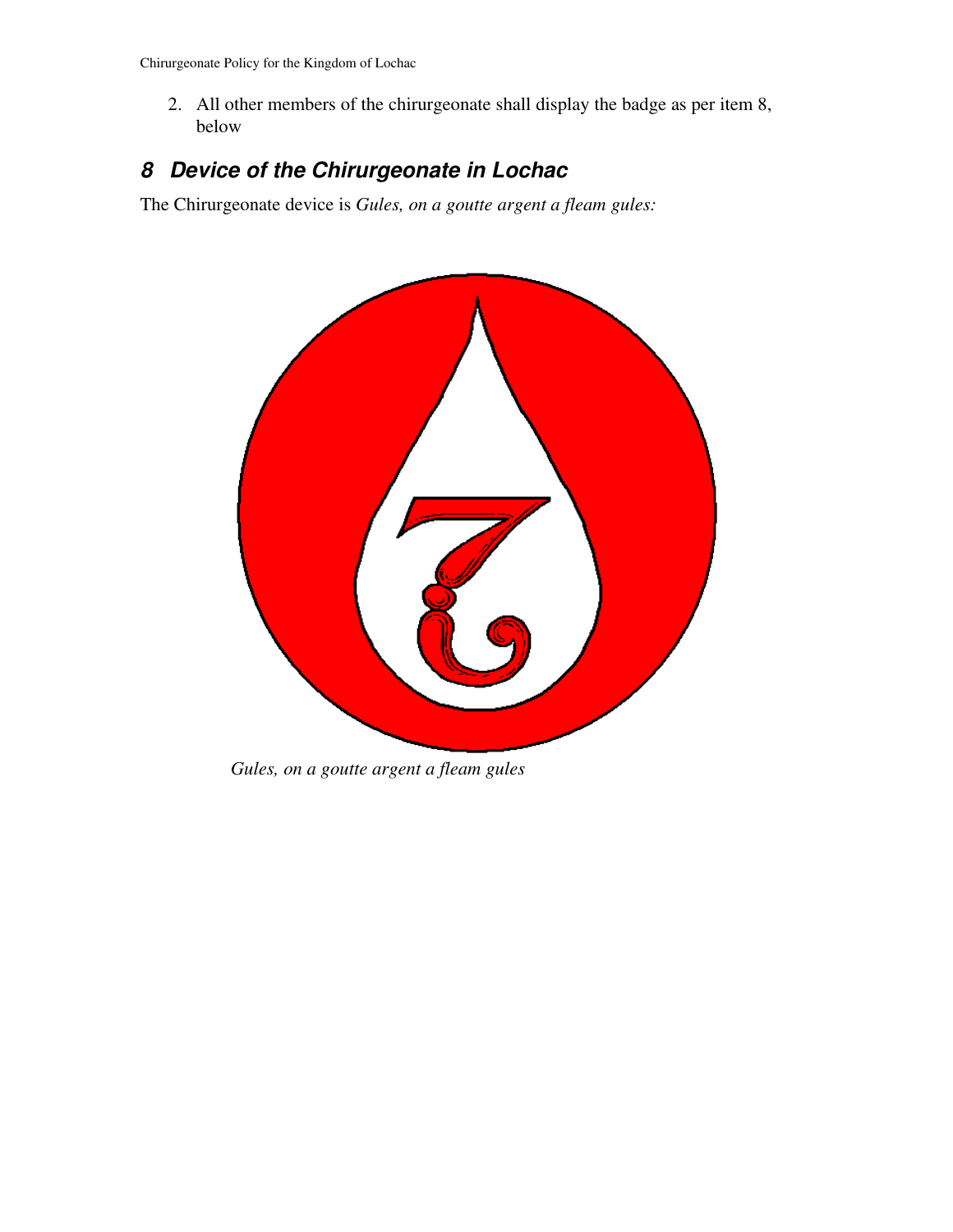2. All other members of the chirurgeonate shall display the badge as per item 8, below

## 8 Device of the Chirurgeonate in Lochac

The Chirurgeonate device is *Gules, on a goutte argent a fleam gules:*

*Gules, on a goutte argent a fleam gules*